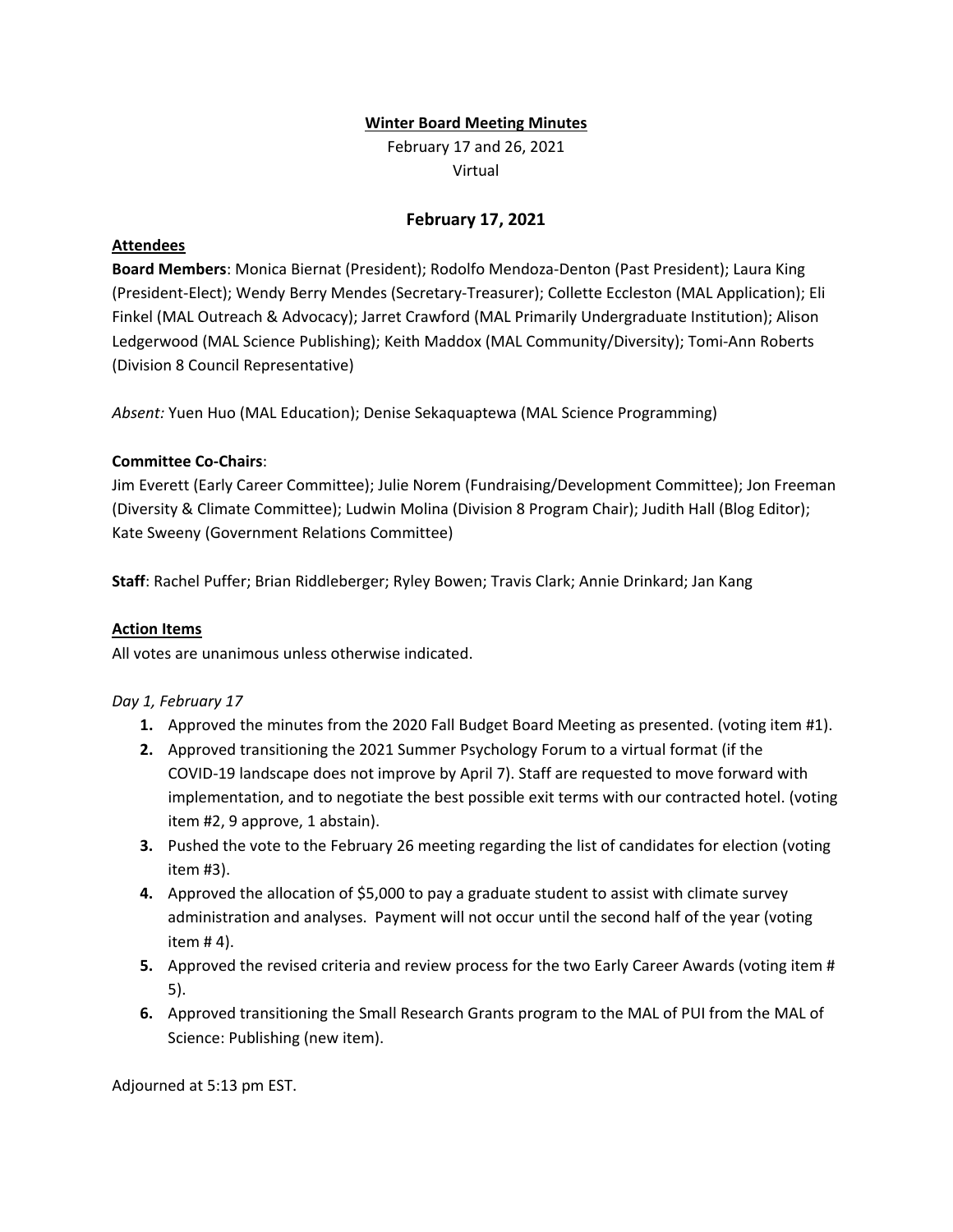# Winter Board Meeting Minutes

February 17 and 26, 2021

Virtual

## February 17, 2021

### Attendees

**Board Members**: Monica Biernat (President); Rodolfo Mendoza-Denton (Past President); Laura King (President-Elect); Wendy Berry Mendes (Secretary-Treasurer); Collette Eccleston (MAL Application); Eli Finkel (MAL Outreach & Advocacy); Jarret Crawford (MAL Primarily Undergraduate Institution); Alison Ledgerwood (MAL Science Publishing); Keith Maddox (MAL Community/Diversity); Tomi-Ann Roberts (Division 8 Council Representative)

*Absent:* Yuen Huo (MAL Education); Denise Sekaquaptewa (MAL Science Programming)

**Committee Co-Chairs**:

Jim Everett (Early Career Committee); Julie Norem (Fundraising/Development Committee); Jon Freeman (Diversity & Climate Committee); Ludwin Molina (Division 8 Program Chair); Judith Hall (Blog Editor); Kate Sweeny (Government Relations Committee)

**Staff**: Rachel Puffer; Brian Riddleberger; Ryley Bowen; Travis Clark; Annie Drinkard; Jan Kang

### Action Items

All votes are unanimous unless otherwise indicated.

*Day 1, February 17*

1. Approved the minutes from the 2020 Fall Budget Board Meeting as presented. (voting item #1).
2. Approved transitioning the 2021 Summer Psychology Forum to a virtual format (if the COVID-19 landscape does not improve by April 7). Staff are requested to move forward with implementation, and to negotiate the best possible exit terms with our contracted hotel. (voting item #2, 9 approve, 1 abstain).
3. Pushed the vote to the February 26 meeting regarding the list of candidates for election (voting item #3).
4. Approved the allocation of $5,000 to pay a graduate student to assist with climate survey administration and analyses. Payment will not occur until the second half of the year (voting item # 4).
5. Approved the revised criteria and review process for the two Early Career Awards (voting item # 5).
6. Approved transitioning the Small Research Grants program to the MAL of PUI from the MAL of Science: Publishing (new item).

Adjourned at 5:13 pm EST.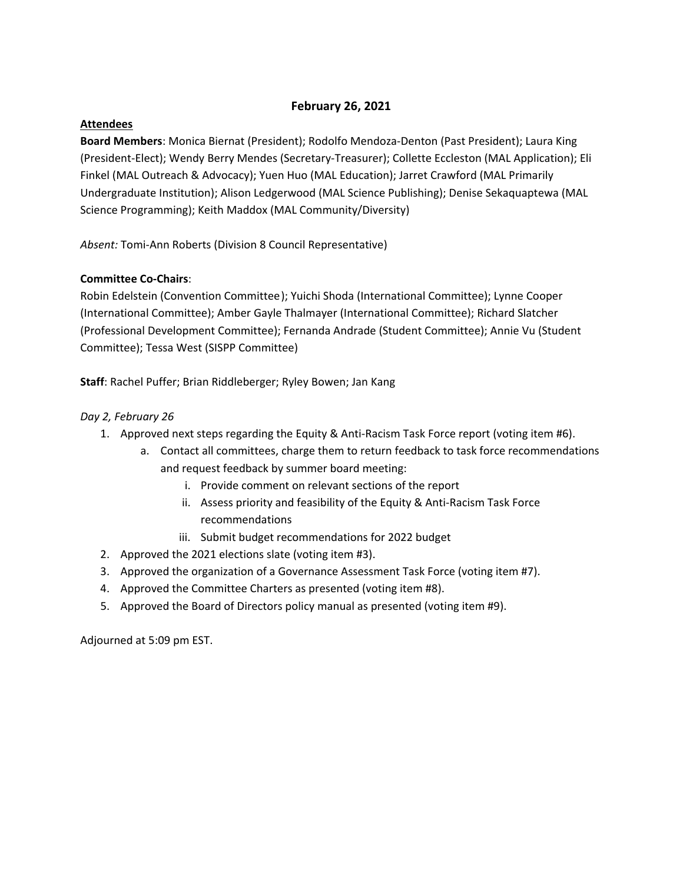## February 26, 2021

**Attendees**

**Board Members**: Monica Biernat (President); Rodolfo Mendoza-Denton (Past President); Laura King (President-Elect); Wendy Berry Mendes (Secretary-Treasurer); Collette Eccleston (MAL Application); Eli Finkel (MAL Outreach & Advocacy); Yuen Huo (MAL Education); Jarret Crawford (MAL Primarily Undergraduate Institution); Alison Ledgerwood (MAL Science Publishing); Denise Sekaquaptewa (MAL Science Programming); Keith Maddox (MAL Community/Diversity)

*Absent:* Tomi-Ann Roberts (Division 8 Council Representative)

**Committee Co-Chairs**:

Robin Edelstein (Convention Committee); Yuichi Shoda (International Committee); Lynne Cooper (International Committee); Amber Gayle Thalmayer (International Committee); Richard Slatcher (Professional Development Committee); Fernanda Andrade (Student Committee); Annie Vu (Student Committee); Tessa West (SISPP Committee)

**Staff**: Rachel Puffer; Brian Riddleberger; Ryley Bowen; Jan Kang

*Day 2, February 26*

1. Approved next steps regarding the Equity & Anti-Racism Task Force report (voting item #6).
   a. Contact all committees, charge them to return feedback to task force recommendations and request feedback by summer board meeting:
      i. Provide comment on relevant sections of the report
      ii. Assess priority and feasibility of the Equity & Anti-Racism Task Force recommendations
      iii. Submit budget recommendations for 2022 budget
2. Approved the 2021 elections slate (voting item #3).
3. Approved the organization of a Governance Assessment Task Force (voting item #7).
4. Approved the Committee Charters as presented (voting item #8).
5. Approved the Board of Directors policy manual as presented (voting item #9).

Adjourned at 5:09 pm EST.